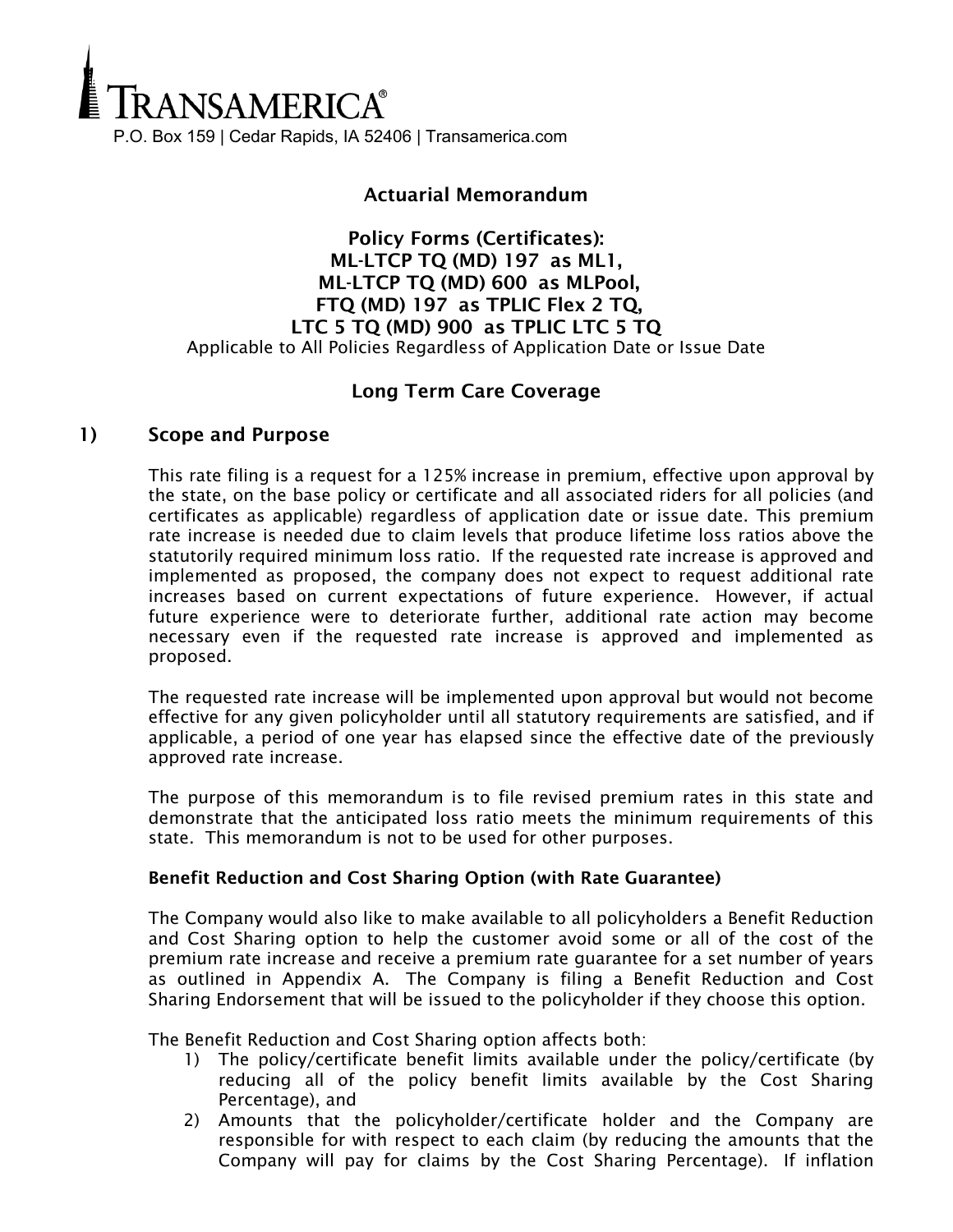TRANSAMERICA®

P.O. Box 159 | Cedar Rapids, IA 52406 | Transamerica.com

# Actuarial Memorandum

## Policy Forms (Certificates):
## ML-LTCP TQ (MD) 197 as ML1,
## ML-LTCP TQ (MD) 600 as MLPool,
## FTQ (MD) 197 as TPLIC Flex 2 TQ,
## LTC 5 TQ (MD) 900 as TPLIC LTC 5 TQ

Applicable to All Policies Regardless of Application Date or Issue Date

## Long Term Care Coverage

### 1) Scope and Purpose

This rate filing is a request for a 125% increase in premium, effective upon approval by the state, on the base policy or certificate and all associated riders for all policies (and certificates as applicable) regardless of application date or issue date. This premium rate increase is needed due to claim levels that produce lifetime loss ratios above the statutorily required minimum loss ratio. If the requested rate increase is approved and implemented as proposed, the company does not expect to request additional rate increases based on current expectations of future experience. However, if actual future experience were to deteriorate further, additional rate action may become necessary even if the requested rate increase is approved and implemented as proposed.

The requested rate increase will be implemented upon approval but would not become effective for any given policyholder until all statutory requirements are satisfied, and if applicable, a period of one year has elapsed since the effective date of the previously approved rate increase.

The purpose of this memorandum is to file revised premium rates in this state and demonstrate that the anticipated loss ratio meets the minimum requirements of this state. This memorandum is not to be used for other purposes.

**Benefit Reduction and Cost Sharing Option (with Rate Guarantee)**

The Company would also like to make available to all policyholders a Benefit Reduction and Cost Sharing option to help the customer avoid some or all of the cost of the premium rate increase and receive a premium rate guarantee for a set number of years as outlined in Appendix A. The Company is filing a Benefit Reduction and Cost Sharing Endorsement that will be issued to the policyholder if they choose this option.

The Benefit Reduction and Cost Sharing option affects both:

1) The policy/certificate benefit limits available under the policy/certificate (by reducing all of the policy benefit limits available by the Cost Sharing Percentage), and
2) Amounts that the policyholder/certificate holder and the Company are responsible for with respect to each claim (by reducing the amounts that the Company will pay for claims by the Cost Sharing Percentage). If inflation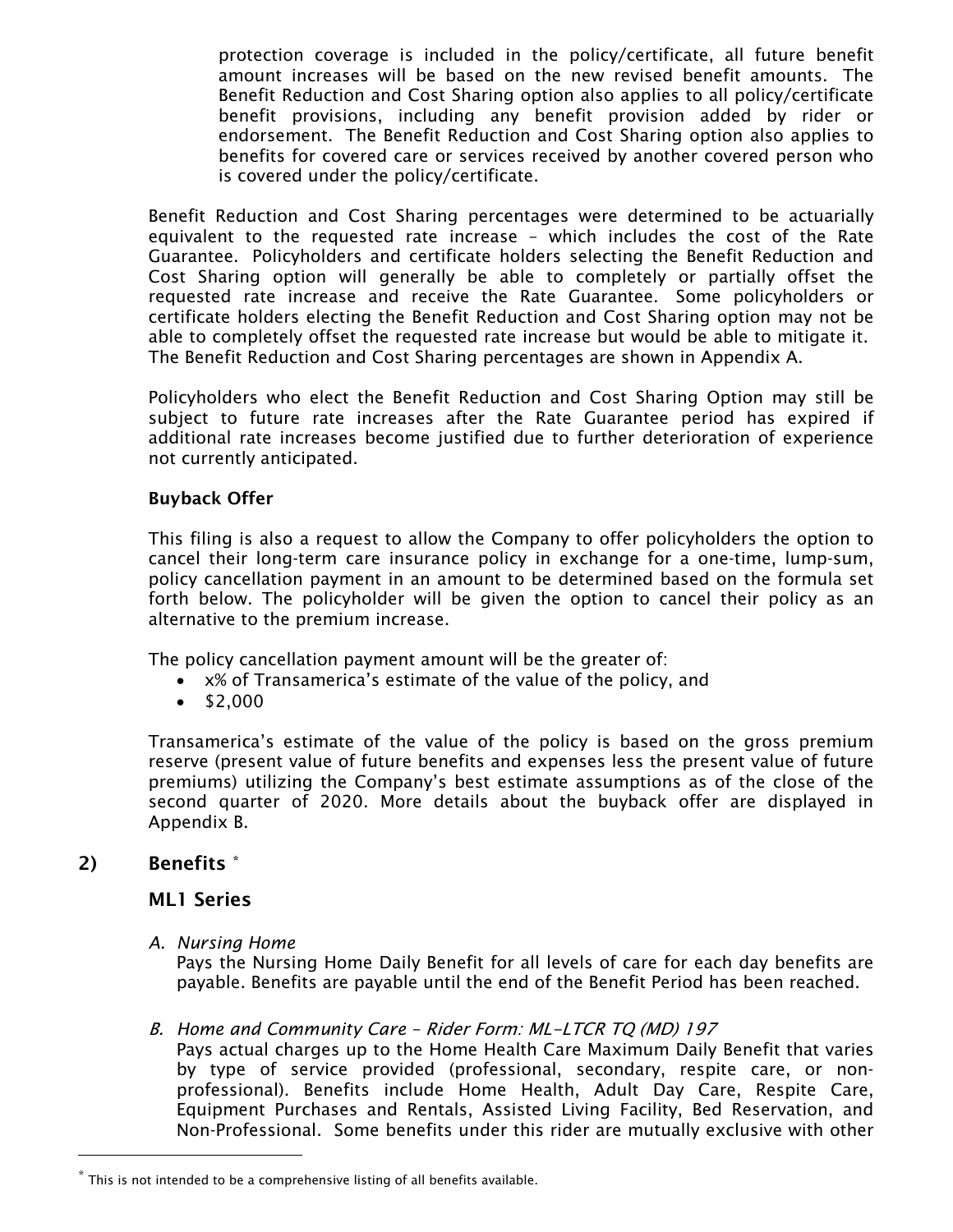protection coverage is included in the policy/certificate, all future benefit amount increases will be based on the new revised benefit amounts. The Benefit Reduction and Cost Sharing option also applies to all policy/certificate benefit provisions, including any benefit provision added by rider or endorsement. The Benefit Reduction and Cost Sharing option also applies to benefits for covered care or services received by another covered person who is covered under the policy/certificate.

Benefit Reduction and Cost Sharing percentages were determined to be actuarially equivalent to the requested rate increase – which includes the cost of the Rate Guarantee. Policyholders and certificate holders selecting the Benefit Reduction and Cost Sharing option will generally be able to completely or partially offset the requested rate increase and receive the Rate Guarantee. Some policyholders or certificate holders electing the Benefit Reduction and Cost Sharing option may not be able to completely offset the requested rate increase but would be able to mitigate it. The Benefit Reduction and Cost Sharing percentages are shown in Appendix A.

Policyholders who elect the Benefit Reduction and Cost Sharing Option may still be subject to future rate increases after the Rate Guarantee period has expired if additional rate increases become justified due to further deterioration of experience not currently anticipated.

**Buyback Offer**

This filing is also a request to allow the Company to offer policyholders the option to cancel their long-term care insurance policy in exchange for a one-time, lump-sum, policy cancellation payment in an amount to be determined based on the formula set forth below. The policyholder will be given the option to cancel their policy as an alternative to the premium increase.

The policy cancellation payment amount will be the greater of:

- x% of Transamerica's estimate of the value of the policy, and
- $2,000

Transamerica's estimate of the value of the policy is based on the gross premium reserve (present value of future benefits and expenses less the present value of future premiums) utilizing the Company's best estimate assumptions as of the close of the second quarter of 2020. More details about the buyback offer are displayed in Appendix B.

## 2) Benefits *

### ML1 Series

A. *Nursing Home*
Pays the Nursing Home Daily Benefit for all levels of care for each day benefits are payable. Benefits are payable until the end of the Benefit Period has been reached.

B. *Home and Community Care – Rider Form: ML-LTCR TQ (MD) 197*
Pays actual charges up to the Home Health Care Maximum Daily Benefit that varies by type of service provided (professional, secondary, respite care, or non-professional). Benefits include Home Health, Adult Day Care, Respite Care, Equipment Purchases and Rentals, Assisted Living Facility, Bed Reservation, and Non-Professional. Some benefits under this rider are mutually exclusive with other

* This is not intended to be a comprehensive listing of all benefits available.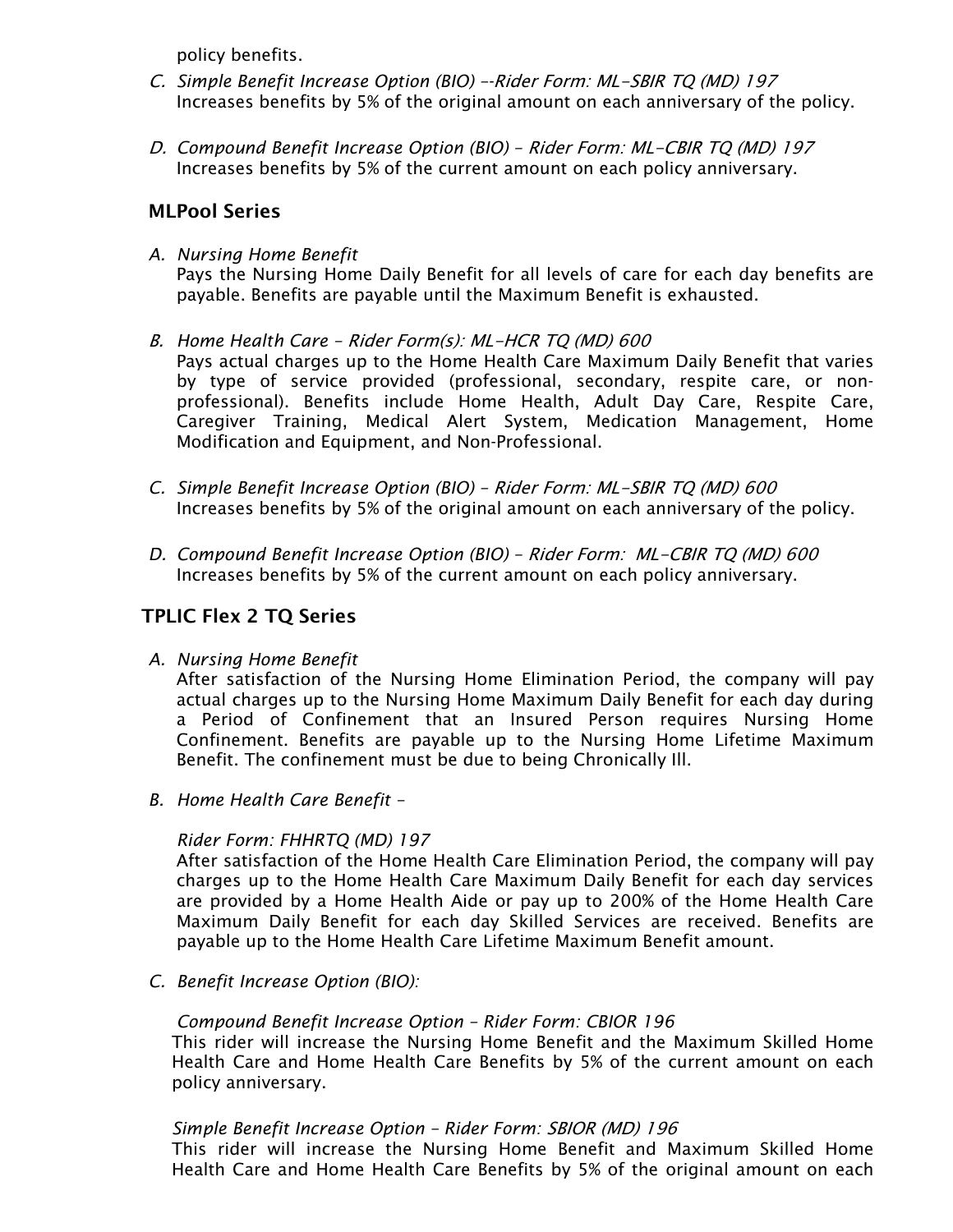policy benefits.

C. *Simple Benefit Increase Option (BIO) --Rider Form: ML-SBIR TQ (MD) 197*
   Increases benefits by 5% of the original amount on each anniversary of the policy.

D. *Compound Benefit Increase Option (BIO) – Rider Form: ML-CBIR TQ (MD) 197*
   Increases benefits by 5% of the current amount on each policy anniversary.

## MLPool Series

A. *Nursing Home Benefit*
   Pays the Nursing Home Daily Benefit for all levels of care for each day benefits are payable. Benefits are payable until the Maximum Benefit is exhausted.

B. *Home Health Care – Rider Form(s): ML-HCR TQ (MD) 600*
   Pays actual charges up to the Home Health Care Maximum Daily Benefit that varies by type of service provided (professional, secondary, respite care, or non-professional). Benefits include Home Health, Adult Day Care, Respite Care, Caregiver Training, Medical Alert System, Medication Management, Home Modification and Equipment, and Non-Professional.

C. *Simple Benefit Increase Option (BIO) – Rider Form: ML-SBIR TQ (MD) 600*
   Increases benefits by 5% of the original amount on each anniversary of the policy.

D. *Compound Benefit Increase Option (BIO) – Rider Form: ML-CBIR TQ (MD) 600*
   Increases benefits by 5% of the current amount on each policy anniversary.

## TPLIC Flex 2 TQ Series

A. *Nursing Home Benefit*
   After satisfaction of the Nursing Home Elimination Period, the company will pay actual charges up to the Nursing Home Maximum Daily Benefit for each day during a Period of Confinement that an Insured Person requires Nursing Home Confinement. Benefits are payable up to the Nursing Home Lifetime Maximum Benefit. The confinement must be due to being Chronically Ill.

B. *Home Health Care Benefit –*

   *Rider Form: FHHRTQ (MD) 197*
   After satisfaction of the Home Health Care Elimination Period, the company will pay charges up to the Home Health Care Maximum Daily Benefit for each day services are provided by a Home Health Aide or pay up to 200% of the Home Health Care Maximum Daily Benefit for each day Skilled Services are received. Benefits are payable up to the Home Health Care Lifetime Maximum Benefit amount.

C. *Benefit Increase Option (BIO):*

   *Compound Benefit Increase Option – Rider Form: CBIOR 196*
   This rider will increase the Nursing Home Benefit and the Maximum Skilled Home Health Care and Home Health Care Benefits by 5% of the current amount on each policy anniversary.

   *Simple Benefit Increase Option – Rider Form: SBIOR (MD) 196*
   This rider will increase the Nursing Home Benefit and Maximum Skilled Home Health Care and Home Health Care Benefits by 5% of the original amount on each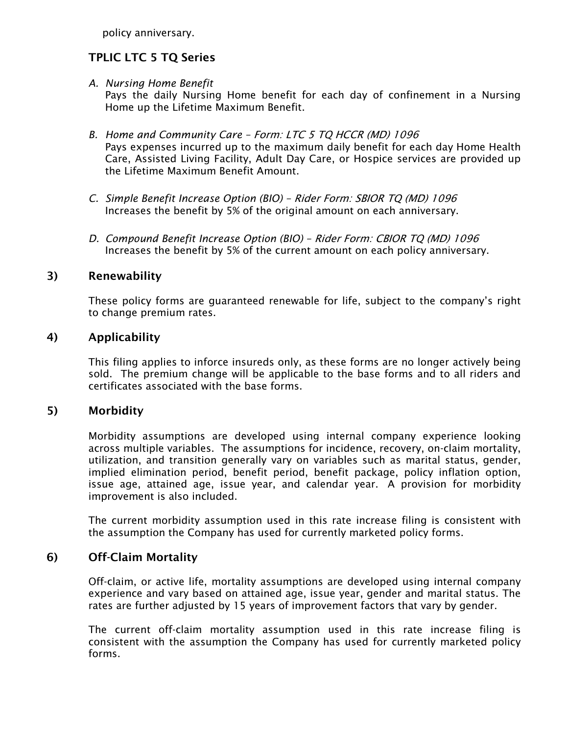policy anniversary.

### TPLIC LTC 5 TQ Series

A. *Nursing Home Benefit*
   Pays the daily Nursing Home benefit for each day of confinement in a Nursing Home up the Lifetime Maximum Benefit.

B. *Home and Community Care – Form: LTC 5 TQ HCCR (MD) 1096*
   Pays expenses incurred up to the maximum daily benefit for each day Home Health Care, Assisted Living Facility, Adult Day Care, or Hospice services are provided up the Lifetime Maximum Benefit Amount.

C. *Simple Benefit Increase Option (BIO) – Rider Form: SBIOR TQ (MD) 1096*
   Increases the benefit by 5% of the original amount on each anniversary.

D. *Compound Benefit Increase Option (BIO) – Rider Form: CBIOR TQ (MD) 1096*
   Increases the benefit by 5% of the current amount on each policy anniversary.

## 3) Renewability

These policy forms are guaranteed renewable for life, subject to the company's right to change premium rates.

## 4) Applicability

This filing applies to inforce insureds only, as these forms are no longer actively being sold. The premium change will be applicable to the base forms and to all riders and certificates associated with the base forms.

## 5) Morbidity

Morbidity assumptions are developed using internal company experience looking across multiple variables. The assumptions for incidence, recovery, on-claim mortality, utilization, and transition generally vary on variables such as marital status, gender, implied elimination period, benefit period, benefit package, policy inflation option, issue age, attained age, issue year, and calendar year. A provision for morbidity improvement is also included.

The current morbidity assumption used in this rate increase filing is consistent with the assumption the Company has used for currently marketed policy forms.

## 6) Off-Claim Mortality

Off-claim, or active life, mortality assumptions are developed using internal company experience and vary based on attained age, issue year, gender and marital status. The rates are further adjusted by 15 years of improvement factors that vary by gender.

The current off-claim mortality assumption used in this rate increase filing is consistent with the assumption the Company has used for currently marketed policy forms.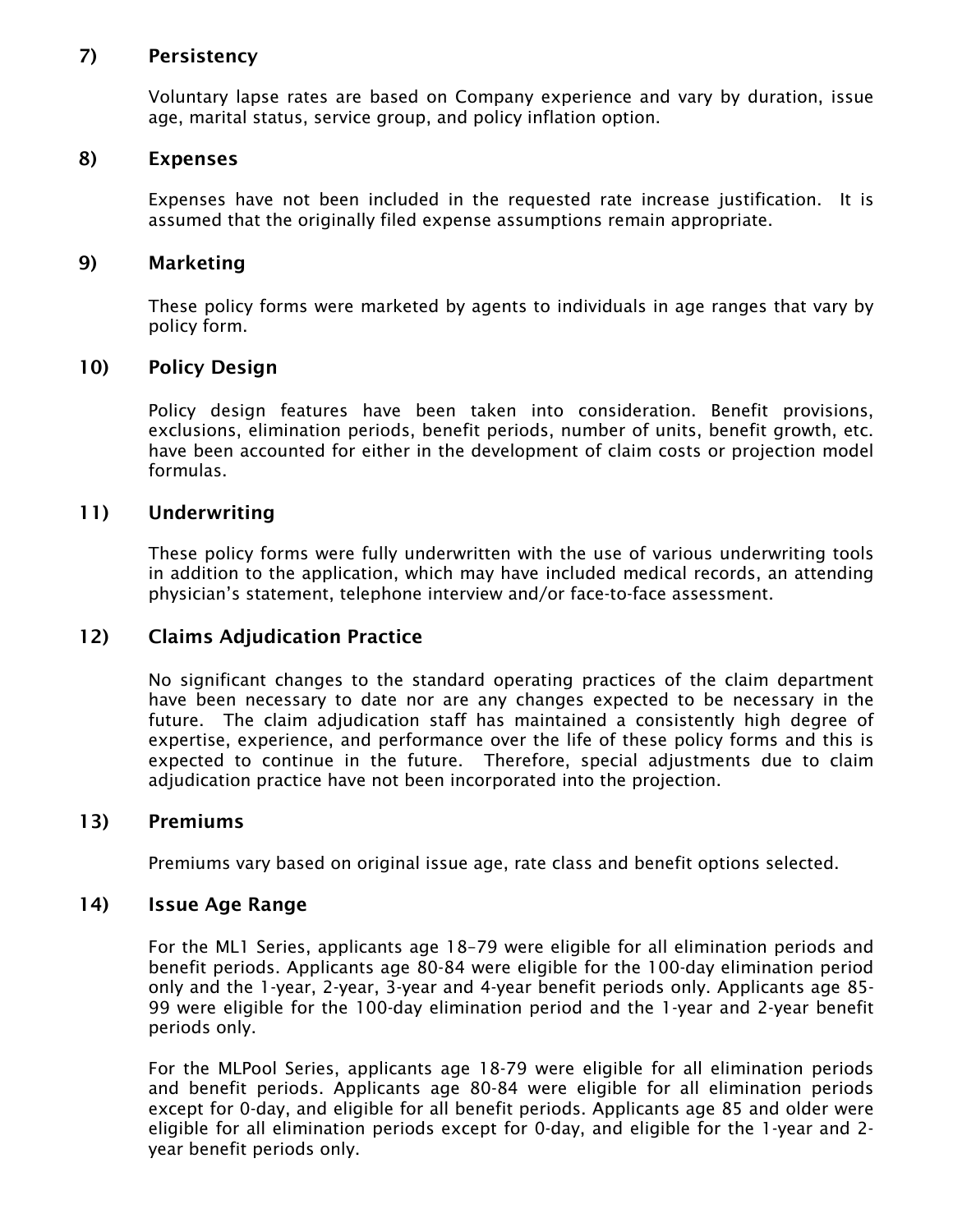## 7) Persistency

Voluntary lapse rates are based on Company experience and vary by duration, issue age, marital status, service group, and policy inflation option.

## 8) Expenses

Expenses have not been included in the requested rate increase justification. It is assumed that the originally filed expense assumptions remain appropriate.

## 9) Marketing

These policy forms were marketed by agents to individuals in age ranges that vary by policy form.

## 10) Policy Design

Policy design features have been taken into consideration. Benefit provisions, exclusions, elimination periods, benefit periods, number of units, benefit growth, etc. have been accounted for either in the development of claim costs or projection model formulas.

## 11) Underwriting

These policy forms were fully underwritten with the use of various underwriting tools in addition to the application, which may have included medical records, an attending physician's statement, telephone interview and/or face-to-face assessment.

## 12) Claims Adjudication Practice

No significant changes to the standard operating practices of the claim department have been necessary to date nor are any changes expected to be necessary in the future. The claim adjudication staff has maintained a consistently high degree of expertise, experience, and performance over the life of these policy forms and this is expected to continue in the future. Therefore, special adjustments due to claim adjudication practice have not been incorporated into the projection.

## 13) Premiums

Premiums vary based on original issue age, rate class and benefit options selected.

## 14) Issue Age Range

For the ML1 Series, applicants age 18–79 were eligible for all elimination periods and benefit periods. Applicants age 80-84 were eligible for the 100-day elimination period only and the 1-year, 2-year, 3-year and 4-year benefit periods only. Applicants age 85-99 were eligible for the 100-day elimination period and the 1-year and 2-year benefit periods only.

For the MLPool Series, applicants age 18-79 were eligible for all elimination periods and benefit periods. Applicants age 80-84 were eligible for all elimination periods except for 0-day, and eligible for all benefit periods. Applicants age 85 and older were eligible for all elimination periods except for 0-day, and eligible for the 1-year and 2-year benefit periods only.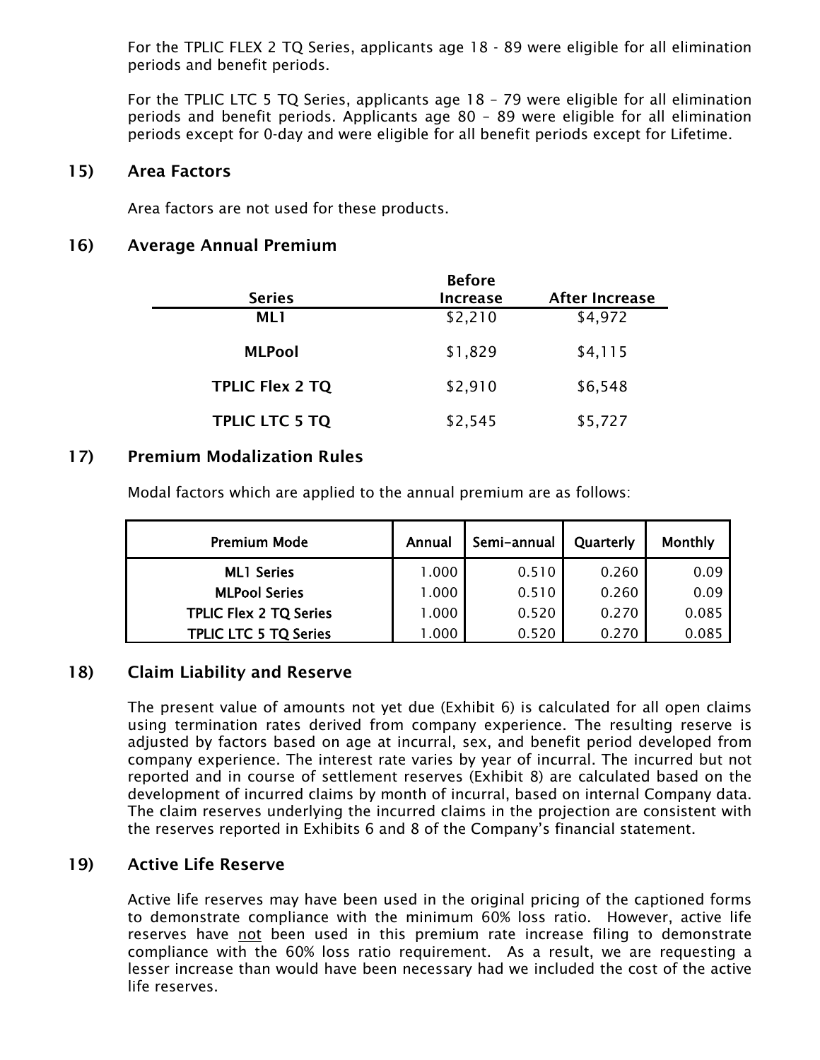For the TPLIC FLEX 2 TQ Series, applicants age 18 - 89 were eligible for all elimination periods and benefit periods.

For the TPLIC LTC 5 TQ Series, applicants age 18 – 79 were eligible for all elimination periods and benefit periods. Applicants age 80 – 89 were eligible for all elimination periods except for 0-day and were eligible for all benefit periods except for Lifetime.

## 15) Area Factors

Area factors are not used for these products.

## 16) Average Annual Premium

| Series | Before Increase | After Increase |
|---|---|---|
| ML1 | $2,210 | $4,972 |
| MLPool | $1,829 | $4,115 |
| TPLIC Flex 2 TQ | $2,910 | $6,548 |
| TPLIC LTC 5 TQ | $2,545 | $5,727 |

## 17) Premium Modalization Rules

Modal factors which are applied to the annual premium are as follows:

| Premium Mode | Annual | Semi-annual | Quarterly | Monthly |
|---|---|---|---|---|
| ML1 Series | 1.000 | 0.510 | 0.260 | 0.09 |
| MLPool Series | 1.000 | 0.510 | 0.260 | 0.09 |
| TPLIC Flex 2 TQ Series | 1.000 | 0.520 | 0.270 | 0.085 |
| TPLIC LTC 5 TQ Series | 1.000 | 0.520 | 0.270 | 0.085 |

## 18) Claim Liability and Reserve

The present value of amounts not yet due (Exhibit 6) is calculated for all open claims using termination rates derived from company experience. The resulting reserve is adjusted by factors based on age at incurral, sex, and benefit period developed from company experience. The interest rate varies by year of incurral. The incurred but not reported and in course of settlement reserves (Exhibit 8) are calculated based on the development of incurred claims by month of incurral, based on internal Company data. The claim reserves underlying the incurred claims in the projection are consistent with the reserves reported in Exhibits 6 and 8 of the Company's financial statement.

## 19) Active Life Reserve

Active life reserves may have been used in the original pricing of the captioned forms to demonstrate compliance with the minimum 60% loss ratio. However, active life reserves have not been used in this premium rate increase filing to demonstrate compliance with the 60% loss ratio requirement. As a result, we are requesting a lesser increase than would have been necessary had we included the cost of the active life reserves.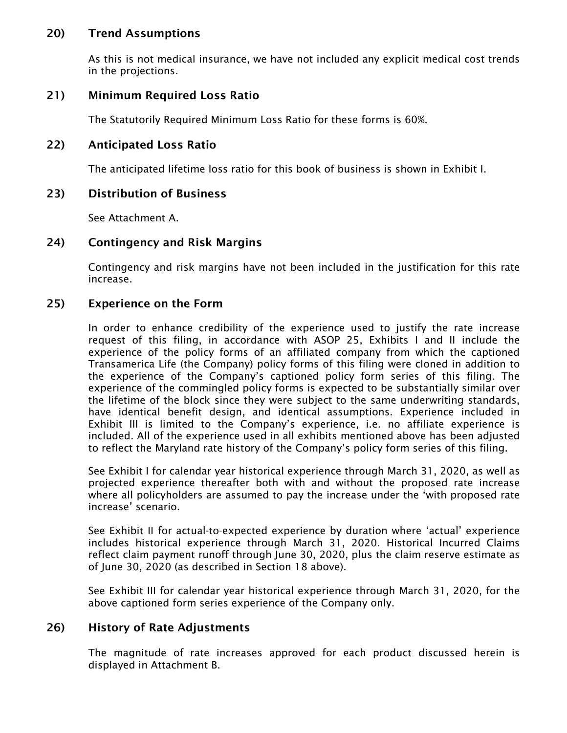## 20) Trend Assumptions

As this is not medical insurance, we have not included any explicit medical cost trends in the projections.

## 21) Minimum Required Loss Ratio

The Statutorily Required Minimum Loss Ratio for these forms is 60%.

## 22) Anticipated Loss Ratio

The anticipated lifetime loss ratio for this book of business is shown in Exhibit I.

## 23) Distribution of Business

See Attachment A.

## 24) Contingency and Risk Margins

Contingency and risk margins have not been included in the justification for this rate increase.

## 25) Experience on the Form

In order to enhance credibility of the experience used to justify the rate increase request of this filing, in accordance with ASOP 25, Exhibits I and II include the experience of the policy forms of an affiliated company from which the captioned Transamerica Life (the Company) policy forms of this filing were cloned in addition to the experience of the Company's captioned policy form series of this filing. The experience of the commingled policy forms is expected to be substantially similar over the lifetime of the block since they were subject to the same underwriting standards, have identical benefit design, and identical assumptions. Experience included in Exhibit III is limited to the Company's experience, i.e. no affiliate experience is included. All of the experience used in all exhibits mentioned above has been adjusted to reflect the Maryland rate history of the Company's policy form series of this filing.

See Exhibit I for calendar year historical experience through March 31, 2020, as well as projected experience thereafter both with and without the proposed rate increase where all policyholders are assumed to pay the increase under the 'with proposed rate increase' scenario.

See Exhibit II for actual-to-expected experience by duration where 'actual' experience includes historical experience through March 31, 2020. Historical Incurred Claims reflect claim payment runoff through June 30, 2020, plus the claim reserve estimate as of June 30, 2020 (as described in Section 18 above).

See Exhibit III for calendar year historical experience through March 31, 2020, for the above captioned form series experience of the Company only.

## 26) History of Rate Adjustments

The magnitude of rate increases approved for each product discussed herein is displayed in Attachment B.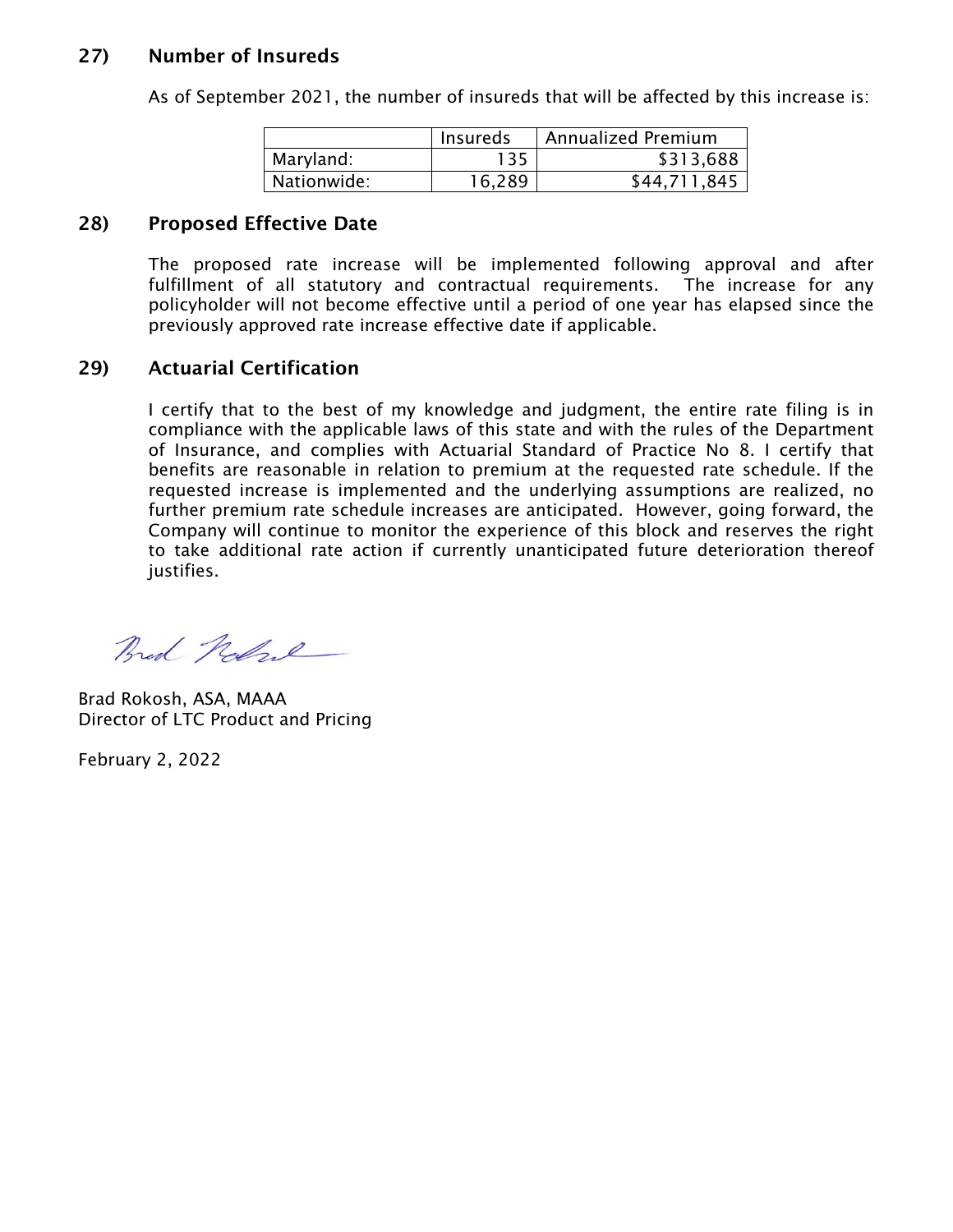## 27) Number of Insureds

As of September 2021, the number of insureds that will be affected by this increase is:

| | Insureds | Annualized Premium |
|---|---|---|
| Maryland: | 135 | $313,688 |
| Nationwide: | 16,289 | $44,711,845 |

## 28) Proposed Effective Date

The proposed rate increase will be implemented following approval and after fulfillment of all statutory and contractual requirements. The increase for any policyholder will not become effective until a period of one year has elapsed since the previously approved rate increase effective date if applicable.

## 29) Actuarial Certification

I certify that to the best of my knowledge and judgment, the entire rate filing is in compliance with the applicable laws of this state and with the rules of the Department of Insurance, and complies with Actuarial Standard of Practice No 8. I certify that benefits are reasonable in relation to premium at the requested rate schedule. If the requested increase is implemented and the underlying assumptions are realized, no further premium rate schedule increases are anticipated. However, going forward, the Company will continue to monitor the experience of this block and reserves the right to take additional rate action if currently unanticipated future deterioration thereof justifies.

Brad Rokosh, ASA, MAAA
Director of LTC Product and Pricing

February 2, 2022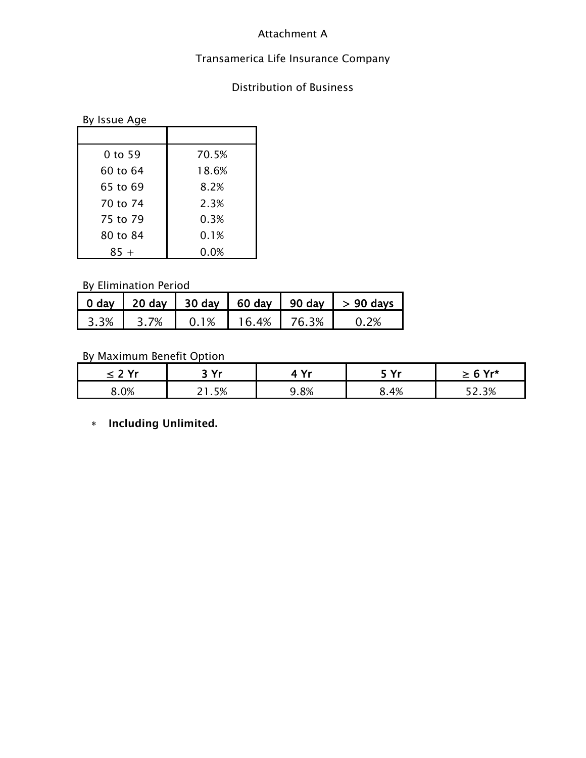Attachment A

Transamerica Life Insurance Company

Distribution of Business

By Issue Age

| | |
|---|---|
| 0 to 59 | 70.5% |
| 60 to 64 | 18.6% |
| 65 to 69 | 8.2% |
| 70 to 74 | 2.3% |
| 75 to 79 | 0.3% |
| 80 to 84 | 0.1% |
| 85 + | 0.0% |

By Elimination Period

| 0 day | 20 day | 30 day | 60 day | 90 day | > 90 days |
|---|---|---|---|---|---|
| 3.3% | 3.7% | 0.1% | 16.4% | 76.3% | 0.2% |

By Maximum Benefit Option

| ≤ 2 Yr | 3 Yr | 4 Yr | 5 Yr | ≥ 6 Yr* |
|---|---|---|---|---|
| 8.0% | 21.5% | 9.8% | 8.4% | 52.3% |

* **Including Unlimited.**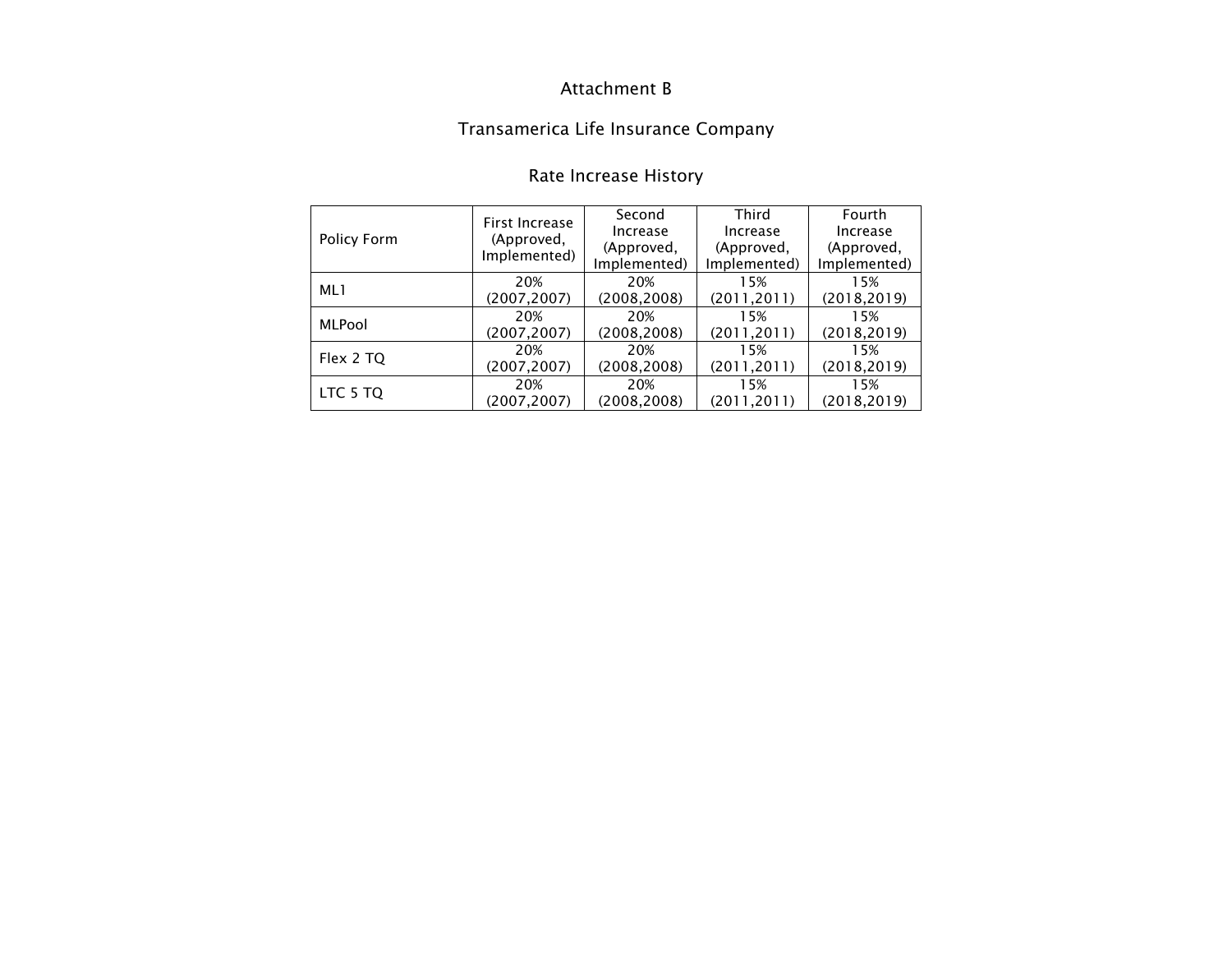# Attachment B

## Transamerica Life Insurance Company

### Rate Increase History

| Policy Form | First Increase (Approved, Implemented) | Second Increase (Approved, Implemented) | Third Increase (Approved, Implemented) | Fourth Increase (Approved, Implemented) |
|---|---|---|---|---|
| ML1 | 20% (2007,2007) | 20% (2008,2008) | 15% (2011,2011) | 15% (2018,2019) |
| MLPool | 20% (2007,2007) | 20% (2008,2008) | 15% (2011,2011) | 15% (2018,2019) |
| Flex 2 TQ | 20% (2007,2007) | 20% (2008,2008) | 15% (2011,2011) | 15% (2018,2019) |
| LTC 5 TQ | 20% (2007,2007) | 20% (2008,2008) | 15% (2011,2011) | 15% (2018,2019) |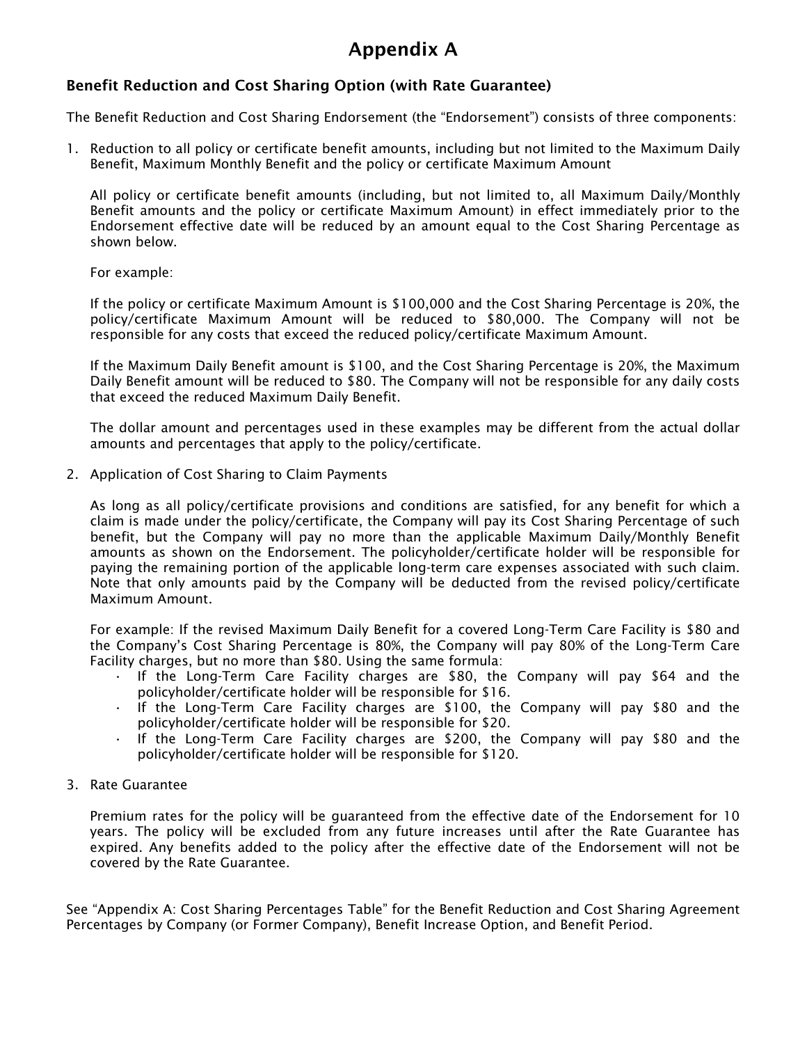# Appendix A

### Benefit Reduction and Cost Sharing Option (with Rate Guarantee)

The Benefit Reduction and Cost Sharing Endorsement (the "Endorsement") consists of three components:

1. Reduction to all policy or certificate benefit amounts, including but not limited to the Maximum Daily Benefit, Maximum Monthly Benefit and the policy or certificate Maximum Amount

   All policy or certificate benefit amounts (including, but not limited to, all Maximum Daily/Monthly Benefit amounts and the policy or certificate Maximum Amount) in effect immediately prior to the Endorsement effective date will be reduced by an amount equal to the Cost Sharing Percentage as shown below.

   For example:

   If the policy or certificate Maximum Amount is $100,000 and the Cost Sharing Percentage is 20%, the policy/certificate Maximum Amount will be reduced to $80,000. The Company will not be responsible for any costs that exceed the reduced policy/certificate Maximum Amount.

   If the Maximum Daily Benefit amount is $100, and the Cost Sharing Percentage is 20%, the Maximum Daily Benefit amount will be reduced to $80. The Company will not be responsible for any daily costs that exceed the reduced Maximum Daily Benefit.

   The dollar amount and percentages used in these examples may be different from the actual dollar amounts and percentages that apply to the policy/certificate.

2. Application of Cost Sharing to Claim Payments

   As long as all policy/certificate provisions and conditions are satisfied, for any benefit for which a claim is made under the policy/certificate, the Company will pay its Cost Sharing Percentage of such benefit, but the Company will pay no more than the applicable Maximum Daily/Monthly Benefit amounts as shown on the Endorsement. The policyholder/certificate holder will be responsible for paying the remaining portion of the applicable long-term care expenses associated with such claim. Note that only amounts paid by the Company will be deducted from the revised policy/certificate Maximum Amount.

   For example: If the revised Maximum Daily Benefit for a covered Long-Term Care Facility is $80 and the Company's Cost Sharing Percentage is 80%, the Company will pay 80% of the Long-Term Care Facility charges, but no more than $80. Using the same formula:

   - If the Long-Term Care Facility charges are $80, the Company will pay $64 and the policyholder/certificate holder will be responsible for $16.
   - If the Long-Term Care Facility charges are $100, the Company will pay $80 and the policyholder/certificate holder will be responsible for $20.
   - If the Long-Term Care Facility charges are $200, the Company will pay $80 and the policyholder/certificate holder will be responsible for $120.

3. Rate Guarantee

   Premium rates for the policy will be guaranteed from the effective date of the Endorsement for 10 years. The policy will be excluded from any future increases until after the Rate Guarantee has expired. Any benefits added to the policy after the effective date of the Endorsement will not be covered by the Rate Guarantee.

See "Appendix A: Cost Sharing Percentages Table" for the Benefit Reduction and Cost Sharing Agreement Percentages by Company (or Former Company), Benefit Increase Option, and Benefit Period.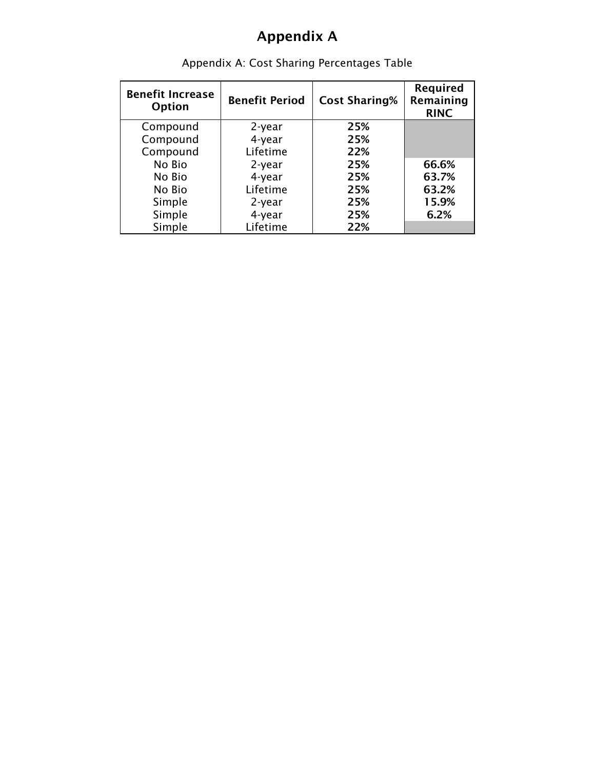# Appendix A

Appendix A: Cost Sharing Percentages Table

| Benefit Increase Option | Benefit Period | Cost Sharing% | Required Remaining RINC |
|---|---|---|---|
| Compound | 2-year | 25% | |
| Compound | 4-year | 25% | |
| Compound | Lifetime | 22% | |
| No Bio | 2-year | 25% | 66.6% |
| No Bio | 4-year | 25% | 63.7% |
| No Bio | Lifetime | 25% | 63.2% |
| Simple | 2-year | 25% | 15.9% |
| Simple | 4-year | 25% | 6.2% |
| Simple | Lifetime | 22% | |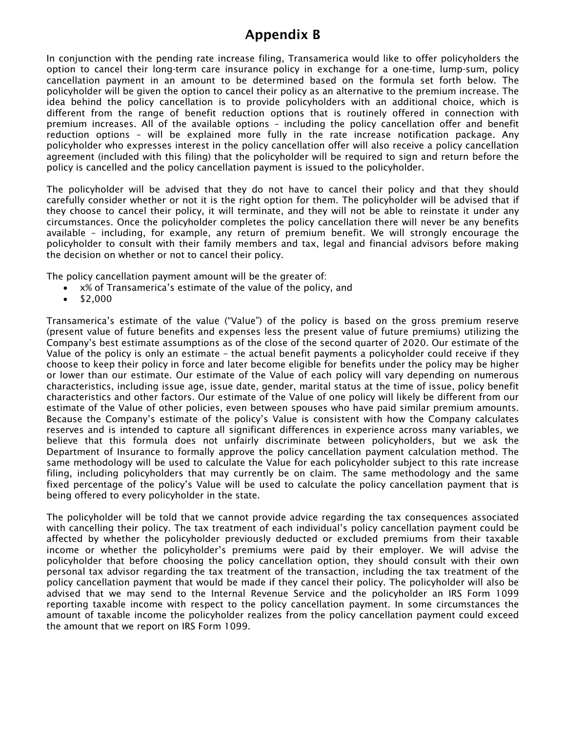# Appendix B

In conjunction with the pending rate increase filing, Transamerica would like to offer policyholders the option to cancel their long-term care insurance policy in exchange for a one-time, lump-sum, policy cancellation payment in an amount to be determined based on the formula set forth below. The policyholder will be given the option to cancel their policy as an alternative to the premium increase. The idea behind the policy cancellation is to provide policyholders with an additional choice, which is different from the range of benefit reduction options that is routinely offered in connection with premium increases. All of the available options – including the policy cancellation offer and benefit reduction options – will be explained more fully in the rate increase notification package. Any policyholder who expresses interest in the policy cancellation offer will also receive a policy cancellation agreement (included with this filing) that the policyholder will be required to sign and return before the policy is cancelled and the policy cancellation payment is issued to the policyholder.

The policyholder will be advised that they do not have to cancel their policy and that they should carefully consider whether or not it is the right option for them. The policyholder will be advised that if they choose to cancel their policy, it will terminate, and they will not be able to reinstate it under any circumstances. Once the policyholder completes the policy cancellation there will never be any benefits available – including, for example, any return of premium benefit. We will strongly encourage the policyholder to consult with their family members and tax, legal and financial advisors before making the decision on whether or not to cancel their policy.

The policy cancellation payment amount will be the greater of:

- x% of Transamerica's estimate of the value of the policy, and
- $2,000

Transamerica's estimate of the value ("Value") of the policy is based on the gross premium reserve (present value of future benefits and expenses less the present value of future premiums) utilizing the Company's best estimate assumptions as of the close of the second quarter of 2020. Our estimate of the Value of the policy is only an estimate – the actual benefit payments a policyholder could receive if they choose to keep their policy in force and later become eligible for benefits under the policy may be higher or lower than our estimate. Our estimate of the Value of each policy will vary depending on numerous characteristics, including issue age, issue date, gender, marital status at the time of issue, policy benefit characteristics and other factors. Our estimate of the Value of one policy will likely be different from our estimate of the Value of other policies, even between spouses who have paid similar premium amounts. Because the Company's estimate of the policy's Value is consistent with how the Company calculates reserves and is intended to capture all significant differences in experience across many variables, we believe that this formula does not unfairly discriminate between policyholders, but we ask the Department of Insurance to formally approve the policy cancellation payment calculation method. The same methodology will be used to calculate the Value for each policyholder subject to this rate increase filing, including policyholders that may currently be on claim. The same methodology and the same fixed percentage of the policy's Value will be used to calculate the policy cancellation payment that is being offered to every policyholder in the state.

The policyholder will be told that we cannot provide advice regarding the tax consequences associated with cancelling their policy. The tax treatment of each individual's policy cancellation payment could be affected by whether the policyholder previously deducted or excluded premiums from their taxable income or whether the policyholder's premiums were paid by their employer. We will advise the policyholder that before choosing the policy cancellation option, they should consult with their own personal tax advisor regarding the tax treatment of the transaction, including the tax treatment of the policy cancellation payment that would be made if they cancel their policy. The policyholder will also be advised that we may send to the Internal Revenue Service and the policyholder an IRS Form 1099 reporting taxable income with respect to the policy cancellation payment. In some circumstances the amount of taxable income the policyholder realizes from the policy cancellation payment could exceed the amount that we report on IRS Form 1099.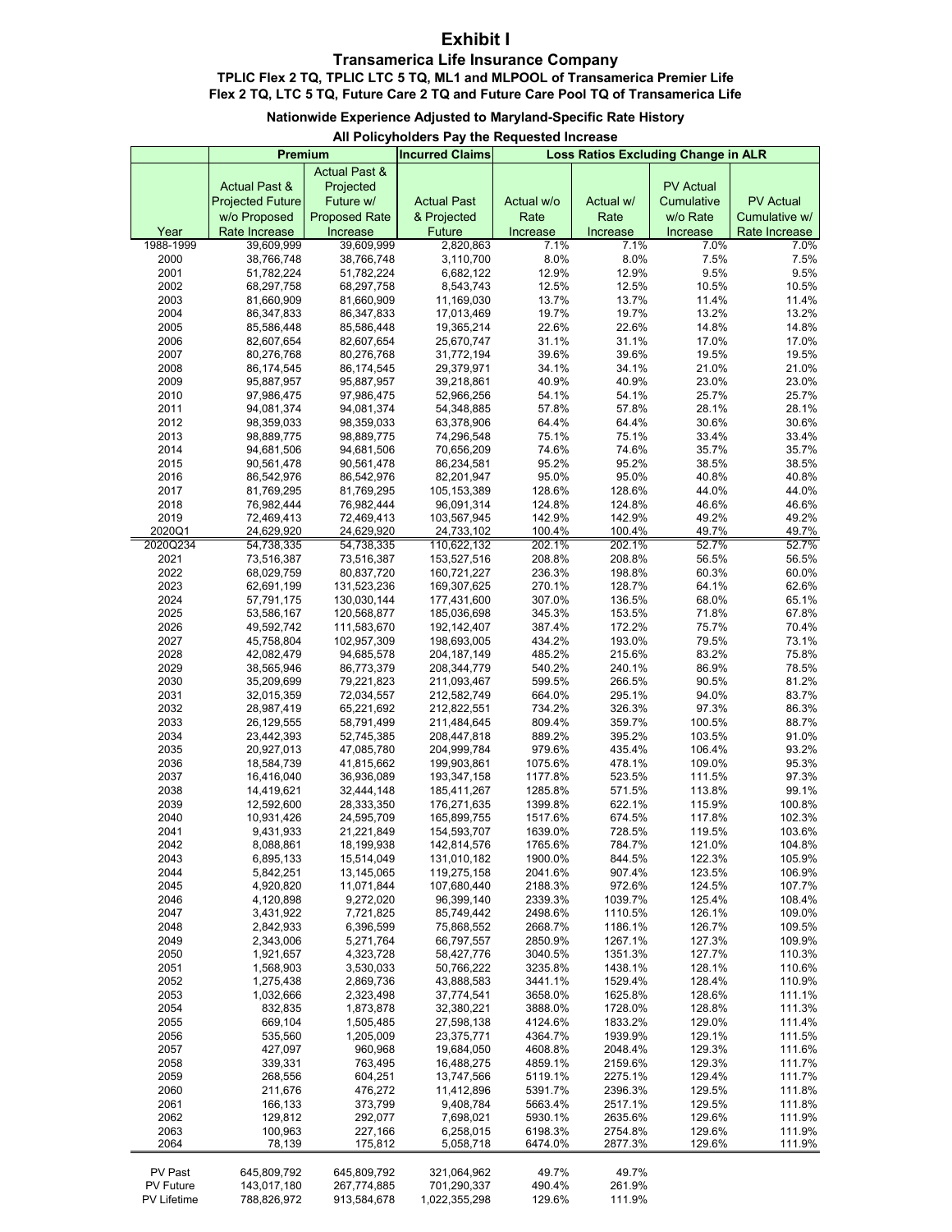# Exhibit I

## Transamerica Life Insurance Company

### TPLIC Flex 2 TQ, TPLIC LTC 5 TQ, ML1 and MLPOOL of Transamerica Premier Life Flex 2 TQ, LTC 5 TQ, Future Care 2 TQ and Future Care Pool TQ of Transamerica Life

**Nationwide Experience Adjusted to Maryland-Specific Rate History**

**All Policyholders Pay the Requested Increase**

| | Premium | | Incurred Claims | Loss Ratios Excluding Change in ALR | | | |
|---|---|---|---|---|---|---|---|
| Year | Actual Past & Projected Future w/o Proposed Rate Increase | Actual Past & Projected Future w/ Proposed Rate Increase | Actual Past & Projected Future | Actual w/o Rate Increase | Actual w/ Rate Increase | PV Actual Cumulative w/o Rate Increase | PV Actual Cumulative w/ Rate Increase |
| 1988-1999 | 39,609,999 | 39,609,999 | 2,820,863 | 7.1% | 7.1% | 7.0% | 7.0% |
| 2000 | 38,766,748 | 38,766,748 | 3,110,700 | 8.0% | 8.0% | 7.5% | 7.5% |
| 2001 | 51,782,224 | 51,782,224 | 6,682,122 | 12.9% | 12.9% | 9.5% | 9.5% |
| 2002 | 68,297,758 | 68,297,758 | 8,543,743 | 12.5% | 12.5% | 10.5% | 10.5% |
| 2003 | 81,660,909 | 81,660,909 | 11,169,030 | 13.7% | 13.7% | 11.4% | 11.4% |
| 2004 | 86,347,833 | 86,347,833 | 17,013,469 | 19.7% | 19.7% | 13.2% | 13.2% |
| 2005 | 85,586,448 | 85,586,448 | 19,365,214 | 22.6% | 22.6% | 14.8% | 14.8% |
| 2006 | 82,607,654 | 82,607,654 | 25,670,747 | 31.1% | 31.1% | 17.0% | 17.0% |
| 2007 | 80,276,768 | 80,276,768 | 31,772,194 | 39.6% | 39.6% | 19.5% | 19.5% |
| 2008 | 86,174,545 | 86,174,545 | 29,379,971 | 34.1% | 34.1% | 21.0% | 21.0% |
| 2009 | 95,887,957 | 95,887,957 | 39,218,861 | 40.9% | 40.9% | 23.0% | 23.0% |
| 2010 | 97,986,475 | 97,986,475 | 52,966,256 | 54.1% | 54.1% | 25.7% | 25.7% |
| 2011 | 94,081,374 | 94,081,374 | 54,348,885 | 57.8% | 57.8% | 28.1% | 28.1% |
| 2012 | 98,359,033 | 98,359,033 | 63,378,906 | 64.4% | 64.4% | 30.6% | 30.6% |
| 2013 | 98,889,775 | 98,889,775 | 74,296,548 | 75.1% | 75.1% | 33.4% | 33.4% |
| 2014 | 94,681,506 | 94,681,506 | 70,656,209 | 74.6% | 74.6% | 35.7% | 35.7% |
| 2015 | 90,561,478 | 90,561,478 | 86,234,581 | 95.2% | 95.2% | 38.5% | 38.5% |
| 2016 | 86,542,976 | 86,542,976 | 82,201,947 | 95.0% | 95.0% | 40.8% | 40.8% |
| 2017 | 81,769,295 | 81,769,295 | 105,153,389 | 128.6% | 128.6% | 44.0% | 44.0% |
| 2018 | 76,982,444 | 76,982,444 | 96,091,314 | 124.8% | 124.8% | 46.6% | 46.6% |
| 2019 | 72,469,413 | 72,469,413 | 103,567,945 | 142.9% | 142.9% | 49.2% | 49.2% |
| 2020Q1 | 24,629,920 | 24,629,920 | 24,733,102 | 100.4% | 100.4% | 49.7% | 49.7% |
| 2020Q234 | 54,738,335 | 54,738,335 | 110,622,132 | 202.1% | 202.1% | 52.7% | 52.7% |
| 2021 | 73,516,387 | 73,516,387 | 153,527,516 | 208.8% | 208.8% | 56.5% | 56.5% |
| 2022 | 68,029,759 | 80,837,720 | 160,721,227 | 236.3% | 198.8% | 60.3% | 60.0% |
| 2023 | 62,691,199 | 131,523,236 | 169,307,625 | 270.1% | 128.7% | 64.1% | 62.6% |
| 2024 | 57,791,175 | 130,030,144 | 177,431,600 | 307.0% | 136.5% | 68.0% | 65.1% |
| 2025 | 53,586,167 | 120,568,877 | 185,036,698 | 345.3% | 153.5% | 71.8% | 67.8% |
| 2026 | 49,592,742 | 111,583,670 | 192,142,407 | 387.4% | 172.2% | 75.7% | 70.4% |
| 2027 | 45,758,804 | 102,957,309 | 198,693,005 | 434.2% | 193.0% | 79.5% | 73.1% |
| 2028 | 42,082,479 | 94,685,578 | 204,187,149 | 485.2% | 215.6% | 83.2% | 75.8% |
| 2029 | 38,565,946 | 86,773,379 | 208,344,779 | 540.2% | 240.1% | 86.9% | 78.5% |
| 2030 | 35,209,699 | 79,221,823 | 211,093,467 | 599.5% | 266.5% | 90.5% | 81.2% |
| 2031 | 32,015,359 | 72,034,557 | 212,582,749 | 664.0% | 295.1% | 94.0% | 83.7% |
| 2032 | 28,987,419 | 65,221,692 | 212,822,551 | 734.2% | 326.3% | 97.3% | 86.3% |
| 2033 | 26,129,555 | 58,791,499 | 211,484,645 | 809.4% | 359.7% | 100.5% | 88.7% |
| 2034 | 23,442,393 | 52,745,385 | 208,447,818 | 889.2% | 395.2% | 103.5% | 91.0% |
| 2035 | 20,927,013 | 47,085,780 | 204,999,784 | 979.6% | 435.4% | 106.4% | 93.2% |
| 2036 | 18,584,739 | 41,815,662 | 199,903,861 | 1075.6% | 478.1% | 109.0% | 95.3% |
| 2037 | 16,416,040 | 36,936,089 | 193,347,158 | 1177.8% | 523.5% | 111.5% | 97.3% |
| 2038 | 14,419,621 | 32,444,148 | 185,411,267 | 1285.8% | 571.5% | 113.8% | 99.1% |
| 2039 | 12,592,600 | 28,333,350 | 176,271,635 | 1399.8% | 622.1% | 115.9% | 100.8% |
| 2040 | 10,931,426 | 24,595,709 | 165,899,755 | 1517.6% | 674.5% | 117.8% | 102.3% |
| 2041 | 9,431,933 | 21,221,849 | 154,593,707 | 1639.0% | 728.5% | 119.5% | 103.6% |
| 2042 | 8,088,861 | 18,199,938 | 142,814,576 | 1765.6% | 784.7% | 121.0% | 104.8% |
| 2043 | 6,895,133 | 15,514,049 | 131,010,182 | 1900.0% | 844.5% | 122.3% | 105.9% |
| 2044 | 5,842,251 | 13,145,065 | 119,275,158 | 2041.6% | 907.4% | 123.5% | 106.9% |
| 2045 | 4,920,820 | 11,071,844 | 107,680,440 | 2188.3% | 972.6% | 124.5% | 107.7% |
| 2046 | 4,120,898 | 9,272,020 | 96,399,140 | 2339.3% | 1039.7% | 125.4% | 108.4% |
| 2047 | 3,431,922 | 7,721,825 | 85,749,442 | 2498.6% | 1110.5% | 126.1% | 109.0% |
| 2048 | 2,842,933 | 6,396,599 | 75,868,552 | 2668.7% | 1186.1% | 126.7% | 109.5% |
| 2049 | 2,343,006 | 5,271,764 | 66,797,557 | 2850.9% | 1267.1% | 127.3% | 109.9% |
| 2050 | 1,921,657 | 4,323,728 | 58,427,776 | 3040.5% | 1351.3% | 127.7% | 110.3% |
| 2051 | 1,568,903 | 3,530,033 | 50,766,222 | 3235.8% | 1438.1% | 128.1% | 110.6% |
| 2052 | 1,275,438 | 2,869,736 | 43,888,583 | 3441.1% | 1529.4% | 128.4% | 110.9% |
| 2053 | 1,032,666 | 2,323,498 | 37,774,541 | 3658.0% | 1625.8% | 128.6% | 111.1% |
| 2054 | 832,835 | 1,873,878 | 32,380,221 | 3888.0% | 1728.0% | 128.8% | 111.3% |
| 2055 | 669,104 | 1,505,485 | 27,598,138 | 4124.6% | 1833.2% | 129.0% | 111.4% |
| 2056 | 535,560 | 1,205,009 | 23,375,771 | 4364.7% | 1939.9% | 129.1% | 111.5% |
| 2057 | 427,097 | 960,968 | 19,684,050 | 4608.8% | 2048.4% | 129.3% | 111.6% |
| 2058 | 339,331 | 763,495 | 16,488,275 | 4859.1% | 2159.6% | 129.3% | 111.7% |
| 2059 | 268,556 | 604,251 | 13,747,566 | 5119.1% | 2275.1% | 129.4% | 111.7% |
| 2060 | 211,676 | 476,272 | 11,412,896 | 5391.7% | 2396.3% | 129.5% | 111.8% |
| 2061 | 166,133 | 373,799 | 9,408,784 | 5663.4% | 2517.1% | 129.5% | 111.8% |
| 2062 | 129,812 | 292,077 | 7,698,021 | 5930.1% | 2635.6% | 129.6% | 111.9% |
| 2063 | 100,963 | 227,166 | 6,258,015 | 6198.3% | 2754.8% | 129.6% | 111.9% |
| 2064 | 78,139 | 175,812 | 5,058,718 | 6474.0% | 2877.3% | 129.6% | 111.9% |
| PV Past | 645,809,792 | 645,809,792 | 321,064,962 | 49.7% | 49.7% | | |
| PV Future | 143,017,180 | 267,774,885 | 701,290,337 | 490.4% | 261.9% | | |
| PV Lifetime | 788,826,972 | 913,584,678 | 1,022,355,298 | 129.6% | 111.9% | | |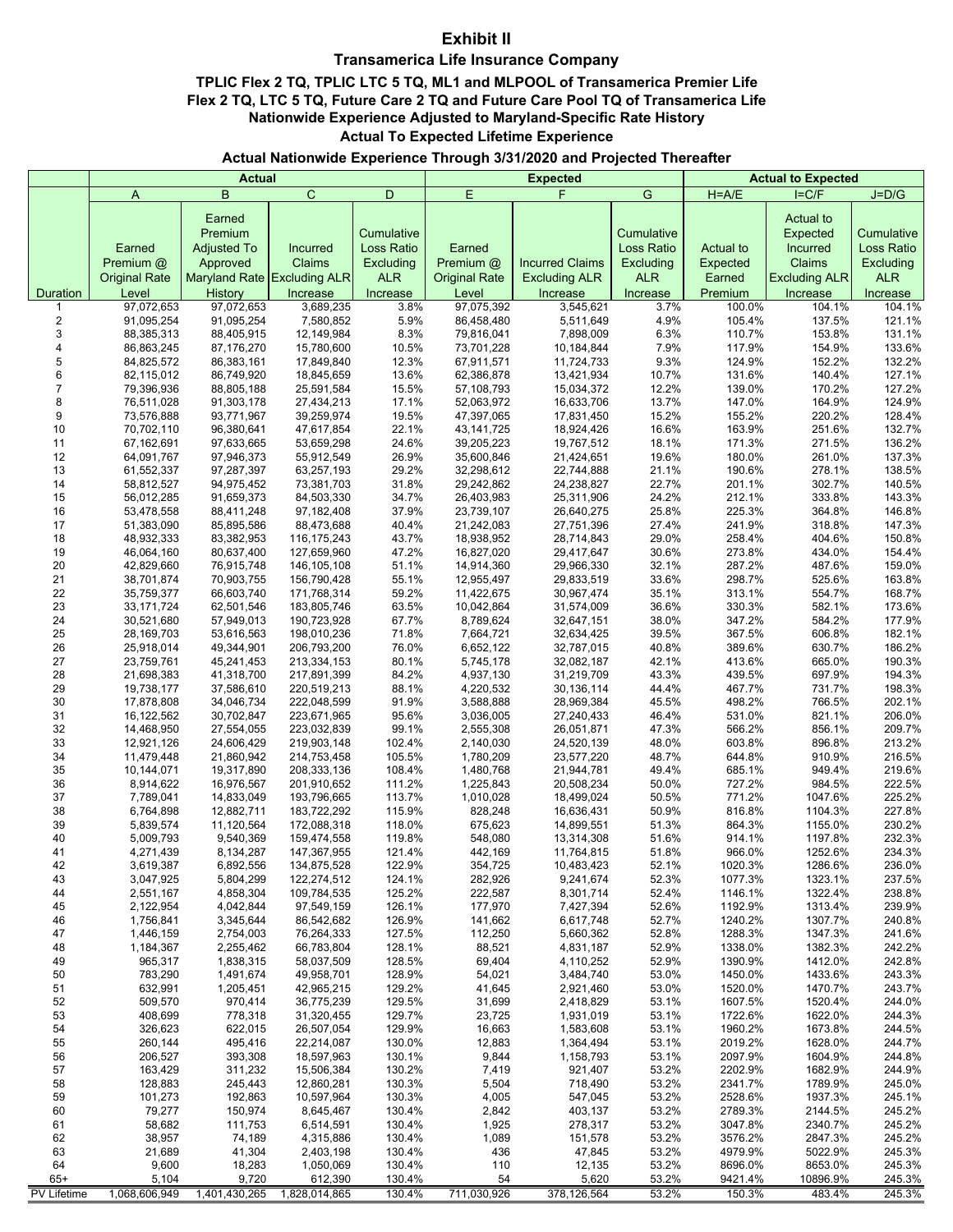# Exhibit II

## Transamerica Life Insurance Company

### TPLIC Flex 2 TQ, TPLIC LTC 5 TQ, ML1 and MLPOOL of Transamerica Premier Life
### Flex 2 TQ, LTC 5 TQ, Future Care 2 TQ and Future Care Pool TQ of Transamerica Life
### Nationwide Experience Adjusted to Maryland-Specific Rate History
### Actual To Expected Lifetime Experience

### Actual Nationwide Experience Through 3/31/2020 and Projected Thereafter

| | Actual | | | | Expected | | | Actual to Expected | | |
|---|---|---|---|---|---|---|---|---|---|---|
| | A | B | C | D | E | F | G | H=A/E | I=C/F | J=D/G |
| Duration | Earned Premium @ Original Rate Level | Earned Premium Adjusted To Approved Maryland Rate History | Incurred Claims Excluding ALR Increase | Cumulative Loss Ratio Excluding ALR Increase | Earned Premium @ Original Rate Level | Incurred Claims Excluding ALR Increase | Cumulative Loss Ratio Excluding ALR Increase | Actual to Expected Earned Premium | Actual to Expected Incurred Claims Excluding ALR Increase | Cumulative Loss Ratio Excluding ALR Increase |
| 1 | 97,072,653 | 97,072,653 | 3,689,235 | 3.8% | 97,075,392 | 3,545,621 | 3.7% | 100.0% | 104.1% | 104.1% |
| 2 | 91,095,254 | 91,095,254 | 7,580,852 | 5.9% | 86,458,480 | 5,511,649 | 4.9% | 105.4% | 137.5% | 121.1% |
| 3 | 88,385,313 | 88,405,915 | 12,149,984 | 8.3% | 79,816,041 | 7,898,009 | 6.3% | 110.7% | 153.8% | 131.1% |
| 4 | 86,863,245 | 87,176,270 | 15,780,600 | 10.5% | 73,701,228 | 10,184,844 | 7.9% | 117.9% | 154.9% | 133.6% |
| 5 | 84,825,572 | 86,383,161 | 17,849,840 | 12.3% | 67,911,571 | 11,724,733 | 9.3% | 124.9% | 152.2% | 132.2% |
| 6 | 82,115,012 | 86,749,920 | 18,845,659 | 13.6% | 62,386,878 | 13,421,934 | 10.7% | 131.6% | 140.4% | 127.1% |
| 7 | 79,396,936 | 88,805,188 | 25,591,584 | 15.5% | 57,108,793 | 15,034,372 | 12.2% | 139.0% | 170.2% | 127.2% |
| 8 | 76,511,028 | 91,303,178 | 27,434,213 | 17.1% | 52,063,972 | 16,633,706 | 13.7% | 147.0% | 164.9% | 124.9% |
| 9 | 73,576,888 | 93,771,967 | 39,259,974 | 19.5% | 47,397,065 | 17,831,450 | 15.2% | 155.2% | 220.2% | 128.4% |
| 10 | 70,702,110 | 96,380,641 | 47,617,854 | 22.1% | 43,141,725 | 18,924,426 | 16.6% | 163.9% | 251.6% | 132.7% |
| 11 | 67,162,691 | 97,633,665 | 53,659,298 | 24.6% | 39,205,223 | 19,767,512 | 18.1% | 171.3% | 271.5% | 136.2% |
| 12 | 64,091,767 | 97,946,373 | 55,912,549 | 26.9% | 35,600,846 | 21,424,651 | 19.6% | 180.0% | 261.0% | 137.3% |
| 13 | 61,552,337 | 97,287,397 | 63,257,193 | 29.2% | 32,298,612 | 22,744,888 | 21.1% | 190.6% | 278.1% | 138.5% |
| 14 | 58,812,527 | 94,975,452 | 73,381,703 | 31.8% | 29,242,862 | 24,238,827 | 22.7% | 201.1% | 302.7% | 140.5% |
| 15 | 56,012,285 | 91,659,373 | 84,503,330 | 34.7% | 26,403,983 | 25,311,906 | 24.2% | 212.1% | 333.8% | 143.3% |
| 16 | 53,478,558 | 88,411,248 | 97,182,408 | 37.9% | 23,739,107 | 26,640,275 | 25.8% | 225.3% | 364.8% | 146.8% |
| 17 | 51,383,090 | 85,895,586 | 88,473,688 | 40.4% | 21,242,083 | 27,751,396 | 27.4% | 241.9% | 318.8% | 147.3% |
| 18 | 48,932,333 | 83,382,953 | 116,175,243 | 43.7% | 18,938,952 | 28,714,843 | 29.0% | 258.4% | 404.6% | 150.8% |
| 19 | 46,064,160 | 80,637,400 | 127,659,960 | 47.2% | 16,827,020 | 29,417,647 | 30.6% | 273.8% | 434.0% | 154.4% |
| 20 | 42,829,660 | 76,915,748 | 146,105,108 | 51.1% | 14,914,360 | 29,966,330 | 32.1% | 287.2% | 487.6% | 159.0% |
| 21 | 38,701,874 | 70,903,755 | 156,790,428 | 55.1% | 12,955,497 | 29,833,519 | 33.6% | 298.7% | 525.6% | 163.8% |
| 22 | 35,759,377 | 66,603,740 | 171,768,314 | 59.2% | 11,422,675 | 30,967,474 | 35.1% | 313.1% | 554.7% | 168.7% |
| 23 | 33,171,724 | 62,501,546 | 183,805,746 | 63.5% | 10,042,864 | 31,574,009 | 36.6% | 330.3% | 582.1% | 173.6% |
| 24 | 30,521,680 | 57,949,013 | 190,723,928 | 67.7% | 8,789,624 | 32,647,151 | 38.0% | 347.2% | 584.2% | 177.9% |
| 25 | 28,169,703 | 53,616,563 | 198,010,236 | 71.8% | 7,664,721 | 32,634,425 | 39.5% | 367.5% | 606.8% | 182.1% |
| 26 | 25,918,014 | 49,344,901 | 206,793,200 | 76.0% | 6,652,122 | 32,787,015 | 40.8% | 389.6% | 630.7% | 186.2% |
| 27 | 23,759,761 | 45,241,453 | 213,334,153 | 80.1% | 5,745,178 | 32,082,187 | 42.1% | 413.6% | 665.0% | 190.3% |
| 28 | 21,698,383 | 41,318,700 | 217,891,399 | 84.2% | 4,937,130 | 31,219,709 | 43.3% | 439.5% | 697.9% | 194.3% |
| 29 | 19,738,177 | 37,586,610 | 220,519,213 | 88.1% | 4,220,532 | 30,136,114 | 44.4% | 467.7% | 731.7% | 198.3% |
| 30 | 17,878,808 | 34,046,734 | 222,048,599 | 91.9% | 3,588,888 | 28,969,384 | 45.5% | 498.2% | 766.5% | 202.1% |
| 31 | 16,122,562 | 30,702,847 | 223,671,965 | 95.6% | 3,036,005 | 27,240,433 | 46.4% | 531.0% | 821.1% | 206.0% |
| 32 | 14,468,950 | 27,554,055 | 223,032,839 | 99.1% | 2,555,308 | 26,051,871 | 47.3% | 566.2% | 856.1% | 209.7% |
| 33 | 12,921,126 | 24,606,429 | 219,903,148 | 102.4% | 2,140,030 | 24,520,139 | 48.0% | 603.8% | 896.8% | 213.2% |
| 34 | 11,479,448 | 21,860,942 | 214,753,458 | 105.5% | 1,780,209 | 23,577,220 | 48.7% | 644.8% | 910.9% | 216.5% |
| 35 | 10,144,071 | 19,317,890 | 208,333,136 | 108.4% | 1,480,768 | 21,944,781 | 49.4% | 685.1% | 949.4% | 219.6% |
| 36 | 8,914,622 | 16,976,567 | 201,910,652 | 111.2% | 1,225,843 | 20,508,234 | 50.0% | 727.2% | 984.5% | 222.5% |
| 37 | 7,789,041 | 14,833,049 | 193,796,665 | 113.7% | 1,010,028 | 18,499,024 | 50.5% | 771.2% | 1047.6% | 225.2% |
| 38 | 6,764,898 | 12,882,711 | 183,722,292 | 115.9% | 828,248 | 16,636,431 | 50.9% | 816.8% | 1104.3% | 227.8% |
| 39 | 5,839,574 | 11,120,564 | 172,088,318 | 118.0% | 675,623 | 14,899,551 | 51.3% | 864.3% | 1155.0% | 230.2% |
| 40 | 5,009,793 | 9,540,369 | 159,474,558 | 119.8% | 548,080 | 13,314,308 | 51.6% | 914.1% | 1197.8% | 232.3% |
| 41 | 4,271,439 | 8,134,287 | 147,367,955 | 121.4% | 442,169 | 11,764,815 | 51.8% | 966.0% | 1252.6% | 234.3% |
| 42 | 3,619,387 | 6,892,556 | 134,875,528 | 122.9% | 354,725 | 10,483,423 | 52.1% | 1020.3% | 1286.6% | 236.0% |
| 43 | 3,047,925 | 5,804,299 | 122,274,512 | 124.1% | 282,926 | 9,241,674 | 52.3% | 1077.3% | 1323.1% | 237.5% |
| 44 | 2,551,167 | 4,858,304 | 109,784,535 | 125.2% | 222,587 | 8,301,714 | 52.4% | 1146.1% | 1322.4% | 238.8% |
| 45 | 2,122,954 | 4,042,844 | 97,549,159 | 126.1% | 177,970 | 7,427,394 | 52.6% | 1192.9% | 1313.4% | 239.9% |
| 46 | 1,756,841 | 3,345,644 | 86,542,682 | 126.9% | 141,662 | 6,617,748 | 52.7% | 1240.2% | 1307.7% | 240.8% |
| 47 | 1,446,159 | 2,754,003 | 76,264,333 | 127.5% | 112,250 | 5,660,362 | 52.8% | 1288.3% | 1347.3% | 241.6% |
| 48 | 1,184,367 | 2,255,462 | 66,783,804 | 128.1% | 88,521 | 4,831,187 | 52.9% | 1338.0% | 1382.3% | 242.2% |
| 49 | 965,317 | 1,838,315 | 58,037,509 | 128.5% | 69,404 | 4,110,252 | 52.9% | 1390.9% | 1412.0% | 242.8% |
| 50 | 783,290 | 1,491,674 | 49,958,701 | 128.9% | 54,021 | 3,484,740 | 53.0% | 1450.0% | 1433.6% | 243.3% |
| 51 | 632,991 | 1,205,451 | 42,965,215 | 129.2% | 41,645 | 2,921,460 | 53.0% | 1520.0% | 1470.7% | 243.7% |
| 52 | 509,570 | 970,414 | 36,775,239 | 129.5% | 31,699 | 2,418,829 | 53.1% | 1607.5% | 1520.4% | 244.0% |
| 53 | 408,699 | 778,318 | 31,320,455 | 129.7% | 23,725 | 1,931,019 | 53.1% | 1722.6% | 1622.0% | 244.3% |
| 54 | 326,623 | 622,015 | 26,507,054 | 129.9% | 16,663 | 1,583,608 | 53.1% | 1960.2% | 1673.8% | 244.5% |
| 55 | 260,144 | 495,416 | 22,214,087 | 130.0% | 12,883 | 1,364,494 | 53.1% | 2019.2% | 1628.0% | 244.7% |
| 56 | 206,527 | 393,308 | 18,597,963 | 130.1% | 9,844 | 1,158,793 | 53.1% | 2097.9% | 1604.9% | 244.8% |
| 57 | 163,429 | 311,232 | 15,506,384 | 130.2% | 7,419 | 921,407 | 53.2% | 2202.9% | 1682.9% | 244.9% |
| 58 | 128,883 | 245,443 | 12,860,281 | 130.3% | 5,504 | 718,490 | 53.2% | 2341.7% | 1789.9% | 245.0% |
| 59 | 101,273 | 192,863 | 10,597,964 | 130.3% | 4,005 | 547,045 | 53.2% | 2528.6% | 1937.3% | 245.1% |
| 60 | 79,277 | 150,974 | 8,645,467 | 130.4% | 2,842 | 403,137 | 53.2% | 2789.3% | 2144.5% | 245.2% |
| 61 | 58,682 | 111,753 | 6,514,591 | 130.4% | 1,925 | 278,317 | 53.2% | 3047.8% | 2340.7% | 245.2% |
| 62 | 38,957 | 74,189 | 4,315,886 | 130.4% | 1,089 | 151,578 | 53.2% | 3576.2% | 2847.3% | 245.2% |
| 63 | 21,689 | 41,304 | 2,403,198 | 130.4% | 436 | 47,845 | 53.2% | 4979.9% | 5022.9% | 245.3% |
| 64 | 9,600 | 18,283 | 1,050,069 | 130.4% | 110 | 12,135 | 53.2% | 8696.0% | 8653.0% | 245.3% |
| 65+ | 5,104 | 9,720 | 612,390 | 130.4% | 54 | 5,620 | 53.2% | 9421.4% | 10896.9% | 245.3% |
| PV Lifetime | 1,068,606,949 | 1,401,430,265 | 1,828,014,865 | 130.4% | 711,030,926 | 378,126,564 | 53.2% | 150.3% | 483.4% | 245.3% |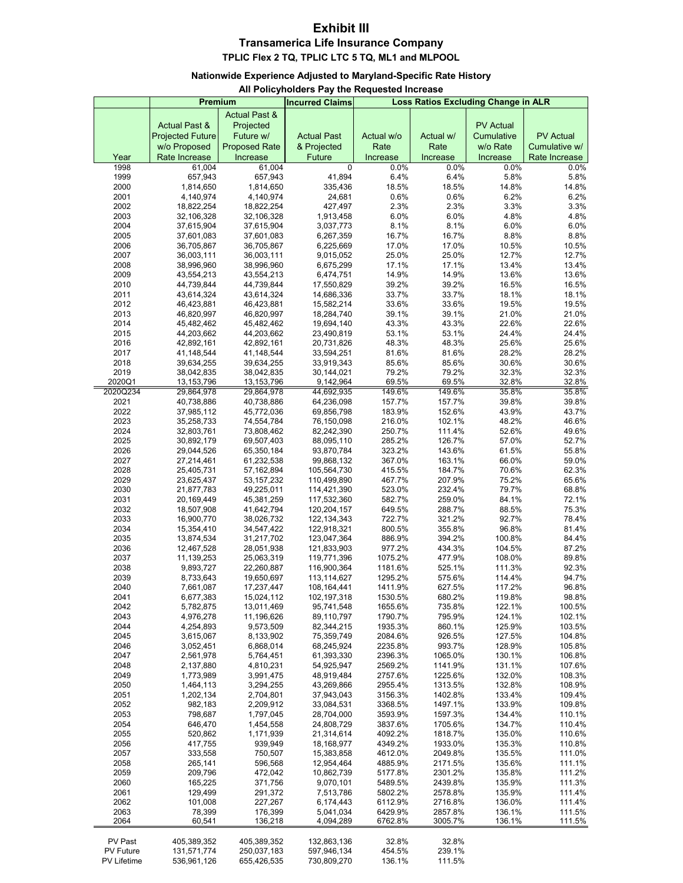# Exhibit III

## Transamerica Life Insurance Company

### TPLIC Flex 2 TQ, TPLIC LTC 5 TQ, ML1 and MLPOOL

**Nationwide Experience Adjusted to Maryland-Specific Rate History**

**All Policyholders Pay the Requested Increase**

| | Premium | | Incurred Claims | Loss Ratios Excluding Change in ALR | | | |
|---|---|---|---|---|---|---|---|
| Year | Actual Past & Projected Future w/o Proposed Rate Increase | Actual Past & Projected Future w/ Proposed Rate Increase | Actual Past & Projected Future | Actual w/o Rate Increase | Actual w/ Rate Increase | PV Actual Cumulative w/o Rate Increase | PV Actual Cumulative w/ Rate Increase |
| 1998 | 61,004 | 61,004 | 0 | 0.0% | 0.0% | 0.0% | 0.0% |
| 1999 | 657,943 | 657,943 | 41,894 | 6.4% | 6.4% | 5.8% | 5.8% |
| 2000 | 1,814,650 | 1,814,650 | 335,436 | 18.5% | 18.5% | 14.8% | 14.8% |
| 2001 | 4,140,974 | 4,140,974 | 24,681 | 0.6% | 0.6% | 6.2% | 6.2% |
| 2002 | 18,822,254 | 18,822,254 | 427,497 | 2.3% | 2.3% | 3.3% | 3.3% |
| 2003 | 32,106,328 | 32,106,328 | 1,913,458 | 6.0% | 6.0% | 4.8% | 4.8% |
| 2004 | 37,615,904 | 37,615,904 | 3,037,773 | 8.1% | 8.1% | 6.0% | 6.0% |
| 2005 | 37,601,083 | 37,601,083 | 6,267,359 | 16.7% | 16.7% | 8.8% | 8.8% |
| 2006 | 36,705,867 | 36,705,867 | 6,225,669 | 17.0% | 17.0% | 10.5% | 10.5% |
| 2007 | 36,003,111 | 36,003,111 | 9,015,052 | 25.0% | 25.0% | 12.7% | 12.7% |
| 2008 | 38,996,960 | 38,996,960 | 6,675,299 | 17.1% | 17.1% | 13.4% | 13.4% |
| 2009 | 43,554,213 | 43,554,213 | 6,474,751 | 14.9% | 14.9% | 13.6% | 13.6% |
| 2010 | 44,739,844 | 44,739,844 | 17,550,829 | 39.2% | 39.2% | 16.5% | 16.5% |
| 2011 | 43,614,324 | 43,614,324 | 14,686,336 | 33.7% | 33.7% | 18.1% | 18.1% |
| 2012 | 46,423,881 | 46,423,881 | 15,582,214 | 33.6% | 33.6% | 19.5% | 19.5% |
| 2013 | 46,820,997 | 46,820,997 | 18,284,740 | 39.1% | 39.1% | 21.0% | 21.0% |
| 2014 | 45,482,462 | 45,482,462 | 19,694,140 | 43.3% | 43.3% | 22.6% | 22.6% |
| 2015 | 44,203,662 | 44,203,662 | 23,490,819 | 53.1% | 53.1% | 24.4% | 24.4% |
| 2016 | 42,892,161 | 42,892,161 | 20,731,826 | 48.3% | 48.3% | 25.6% | 25.6% |
| 2017 | 41,148,544 | 41,148,544 | 33,594,251 | 81.6% | 81.6% | 28.2% | 28.2% |
| 2018 | 39,634,255 | 39,634,255 | 33,919,343 | 85.6% | 85.6% | 30.6% | 30.6% |
| 2019 | 38,042,835 | 38,042,835 | 30,144,021 | 79.2% | 79.2% | 32.3% | 32.3% |
| 2020Q1 | 13,153,796 | 13,153,796 | 9,142,964 | 69.5% | 69.5% | 32.8% | 32.8% |
| 2020Q234 | 29,864,978 | 29,864,978 | 44,692,935 | 149.6% | 149.6% | 35.8% | 35.8% |
| 2021 | 40,738,886 | 40,738,886 | 64,236,098 | 157.7% | 157.7% | 39.8% | 39.8% |
| 2022 | 37,985,112 | 45,772,036 | 69,856,798 | 183.9% | 152.6% | 43.9% | 43.7% |
| 2023 | 35,258,733 | 74,554,784 | 76,150,098 | 216.0% | 102.1% | 48.2% | 46.6% |
| 2024 | 32,803,761 | 73,808,462 | 82,242,390 | 250.7% | 111.4% | 52.6% | 49.6% |
| 2025 | 30,892,179 | 69,507,403 | 88,095,110 | 285.2% | 126.7% | 57.0% | 52.7% |
| 2026 | 29,044,526 | 65,350,184 | 93,870,784 | 323.2% | 143.6% | 61.5% | 55.8% |
| 2027 | 27,214,461 | 61,232,538 | 99,868,132 | 367.0% | 163.1% | 66.0% | 59.0% |
| 2028 | 25,405,731 | 57,162,894 | 105,564,730 | 415.5% | 184.7% | 70.6% | 62.3% |
| 2029 | 23,625,437 | 53,157,232 | 110,499,890 | 467.7% | 207.9% | 75.2% | 65.6% |
| 2030 | 21,877,783 | 49,225,011 | 114,421,390 | 523.0% | 232.4% | 79.7% | 68.8% |
| 2031 | 20,169,449 | 45,381,259 | 117,532,360 | 582.7% | 259.0% | 84.1% | 72.1% |
| 2032 | 18,507,908 | 41,642,794 | 120,204,157 | 649.5% | 288.7% | 88.5% | 75.3% |
| 2033 | 16,900,770 | 38,026,732 | 122,134,343 | 722.7% | 321.2% | 92.7% | 78.4% |
| 2034 | 15,354,410 | 34,547,422 | 122,918,321 | 800.5% | 355.8% | 96.8% | 81.4% |
| 2035 | 13,874,534 | 31,217,702 | 123,047,364 | 886.9% | 394.2% | 100.8% | 84.4% |
| 2036 | 12,467,528 | 28,051,938 | 121,833,903 | 977.2% | 434.3% | 104.5% | 87.2% |
| 2037 | 11,139,253 | 25,063,319 | 119,771,396 | 1075.2% | 477.9% | 108.0% | 89.8% |
| 2038 | 9,893,727 | 22,260,887 | 116,900,364 | 1181.6% | 525.1% | 111.3% | 92.3% |
| 2039 | 8,733,643 | 19,650,697 | 113,114,627 | 1295.2% | 575.6% | 114.4% | 94.7% |
| 2040 | 7,661,087 | 17,237,447 | 108,164,441 | 1411.9% | 627.5% | 117.2% | 96.8% |
| 2041 | 6,677,383 | 15,024,112 | 102,197,318 | 1530.5% | 680.2% | 119.8% | 98.8% |
| 2042 | 5,782,875 | 13,011,469 | 95,741,548 | 1655.6% | 735.8% | 122.1% | 100.5% |
| 2043 | 4,976,278 | 11,196,626 | 89,110,797 | 1790.7% | 795.9% | 124.1% | 102.1% |
| 2044 | 4,254,893 | 9,573,509 | 82,344,215 | 1935.3% | 860.1% | 125.9% | 103.5% |
| 2045 | 3,615,067 | 8,133,902 | 75,359,749 | 2084.6% | 926.5% | 127.5% | 104.8% |
| 2046 | 3,052,451 | 6,868,014 | 68,245,924 | 2235.8% | 993.7% | 128.9% | 105.8% |
| 2047 | 2,561,978 | 5,764,451 | 61,393,330 | 2396.3% | 1065.0% | 130.1% | 106.8% |
| 2048 | 2,137,880 | 4,810,231 | 54,925,947 | 2569.2% | 1141.9% | 131.1% | 107.6% |
| 2049 | 1,773,989 | 3,991,475 | 48,919,484 | 2757.6% | 1225.6% | 132.0% | 108.3% |
| 2050 | 1,464,113 | 3,294,255 | 43,269,866 | 2955.4% | 1313.5% | 132.8% | 108.9% |
| 2051 | 1,202,134 | 2,704,801 | 37,943,043 | 3156.3% | 1402.8% | 133.4% | 109.4% |
| 2052 | 982,183 | 2,209,912 | 33,084,531 | 3368.5% | 1497.1% | 133.9% | 109.8% |
| 2053 | 798,687 | 1,797,045 | 28,704,000 | 3593.9% | 1597.3% | 134.4% | 110.1% |
| 2054 | 646,470 | 1,454,558 | 24,808,729 | 3837.6% | 1705.6% | 134.7% | 110.4% |
| 2055 | 520,862 | 1,171,939 | 21,314,614 | 4092.2% | 1818.7% | 135.0% | 110.6% |
| 2056 | 417,755 | 939,949 | 18,168,977 | 4349.2% | 1933.0% | 135.3% | 110.8% |
| 2057 | 333,558 | 750,507 | 15,383,858 | 4612.0% | 2049.8% | 135.5% | 111.0% |
| 2058 | 265,141 | 596,568 | 12,954,464 | 4885.9% | 2171.5% | 135.6% | 111.1% |
| 2059 | 209,796 | 472,042 | 10,862,739 | 5177.8% | 2301.2% | 135.8% | 111.2% |
| 2060 | 165,225 | 371,756 | 9,070,101 | 5489.5% | 2439.8% | 135.9% | 111.3% |
| 2061 | 129,499 | 291,372 | 7,513,786 | 5802.2% | 2578.8% | 135.9% | 111.4% |
| 2062 | 101,008 | 227,267 | 6,174,443 | 6112.9% | 2716.8% | 136.0% | 111.4% |
| 2063 | 78,399 | 176,399 | 5,041,034 | 6429.9% | 2857.8% | 136.1% | 111.5% |
| 2064 | 60,541 | 136,218 | 4,094,289 | 6762.8% | 3005.7% | 136.1% | 111.5% |
| PV Past | 405,389,352 | 405,389,352 | 132,863,136 | 32.8% | 32.8% | | |
| PV Future | 131,571,774 | 250,037,183 | 597,946,134 | 454.5% | 239.1% | | |
| PV Lifetime | 536,961,126 | 655,426,535 | 730,809,270 | 136.1% | 111.5% | | |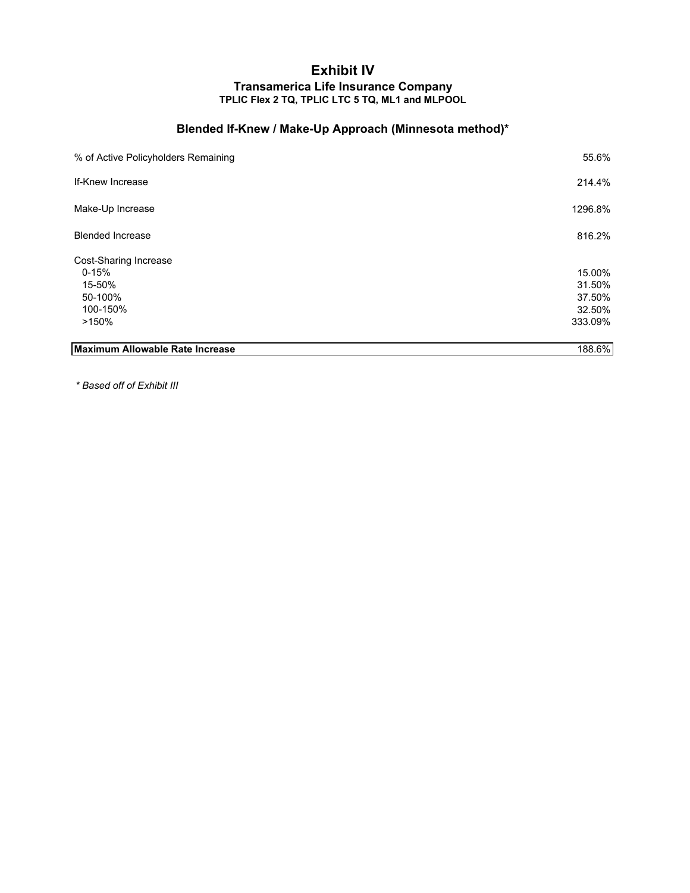# Exhibit IV

### Transamerica Life Insurance Company

**TPLIC Flex 2 TQ, TPLIC LTC 5 TQ, ML1 and MLPOOL**

## Blended If-Knew / Make-Up Approach (Minnesota method)*

| | |
|---|---|
| % of Active Policyholders Remaining | 55.6% |
| If-Knew Increase | 214.4% |
| Make-Up Increase | 1296.8% |
| Blended Increase | 816.2% |
| Cost-Sharing Increase | |
| 0-15% | 15.00% |
| 15-50% | 31.50% |
| 50-100% | 37.50% |
| 100-150% | 32.50% |
| >150% | 333.09% |
| **Maximum Allowable Rate Increase** | 188.6% |

*\* Based off of Exhibit III*